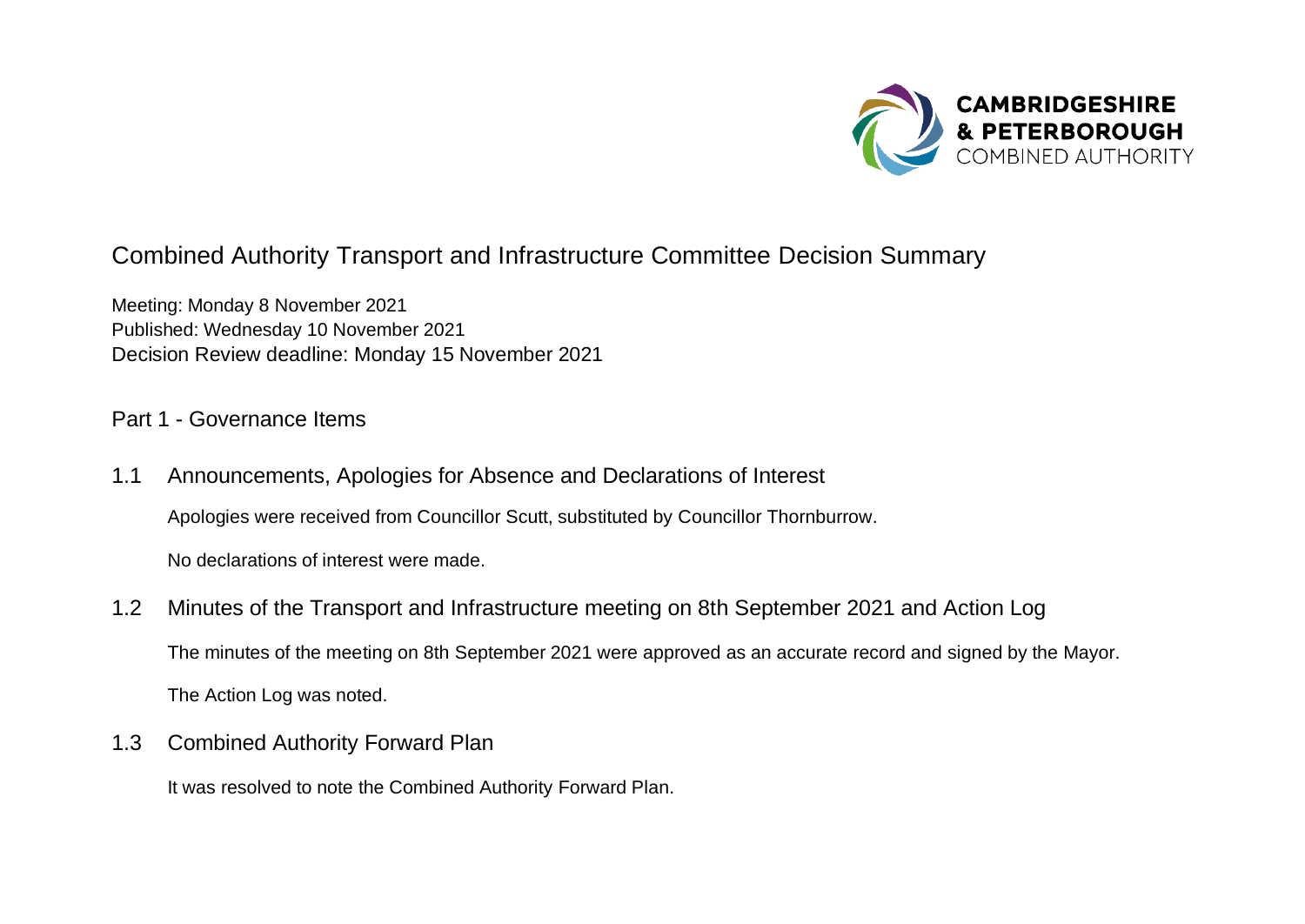CAMBRIDGESHIRE
& PETERBOROUGH
COMBINED AUTHORITY

# Combined Authority Transport and Infrastructure Committee Decision Summary

Meeting: Monday 8 November 2021
Published: Wednesday 10 November 2021
Decision Review deadline: Monday 15 November 2021

## Part 1 - Governance Items

### 1.1 Announcements, Apologies for Absence and Declarations of Interest

Apologies were received from Councillor Scutt, substituted by Councillor Thornburrow.

No declarations of interest were made.

### 1.2 Minutes of the Transport and Infrastructure meeting on 8th September 2021 and Action Log

The minutes of the meeting on 8th September 2021 were approved as an accurate record and signed by the Mayor.

The Action Log was noted.

### 1.3 Combined Authority Forward Plan

It was resolved to note the Combined Authority Forward Plan.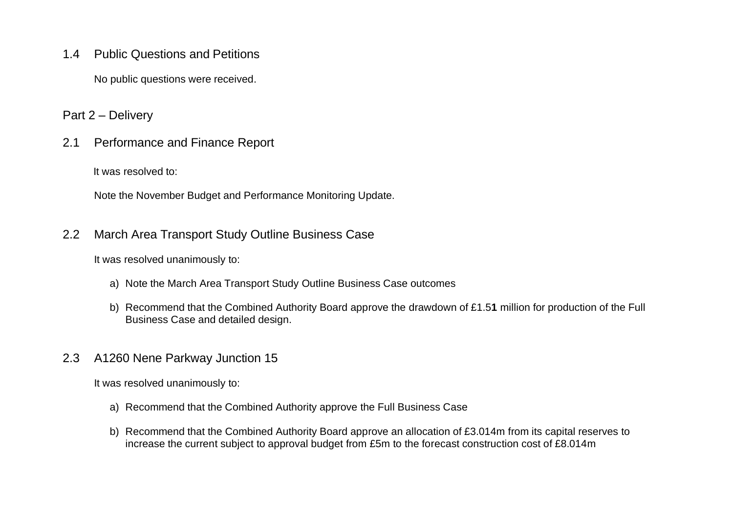## 1.4 Public Questions and Petitions

No public questions were received.

# Part 2 – Delivery

## 2.1 Performance and Finance Report

It was resolved to:

Note the November Budget and Performance Monitoring Update.

## 2.2 March Area Transport Study Outline Business Case

It was resolved unanimously to:

a) Note the March Area Transport Study Outline Business Case outcomes

b) Recommend that the Combined Authority Board approve the drawdown of £1.5**1** million for production of the Full Business Case and detailed design.

## 2.3 A1260 Nene Parkway Junction 15

It was resolved unanimously to:

a) Recommend that the Combined Authority approve the Full Business Case

b) Recommend that the Combined Authority Board approve an allocation of £3.014m from its capital reserves to increase the current subject to approval budget from £5m to the forecast construction cost of £8.014m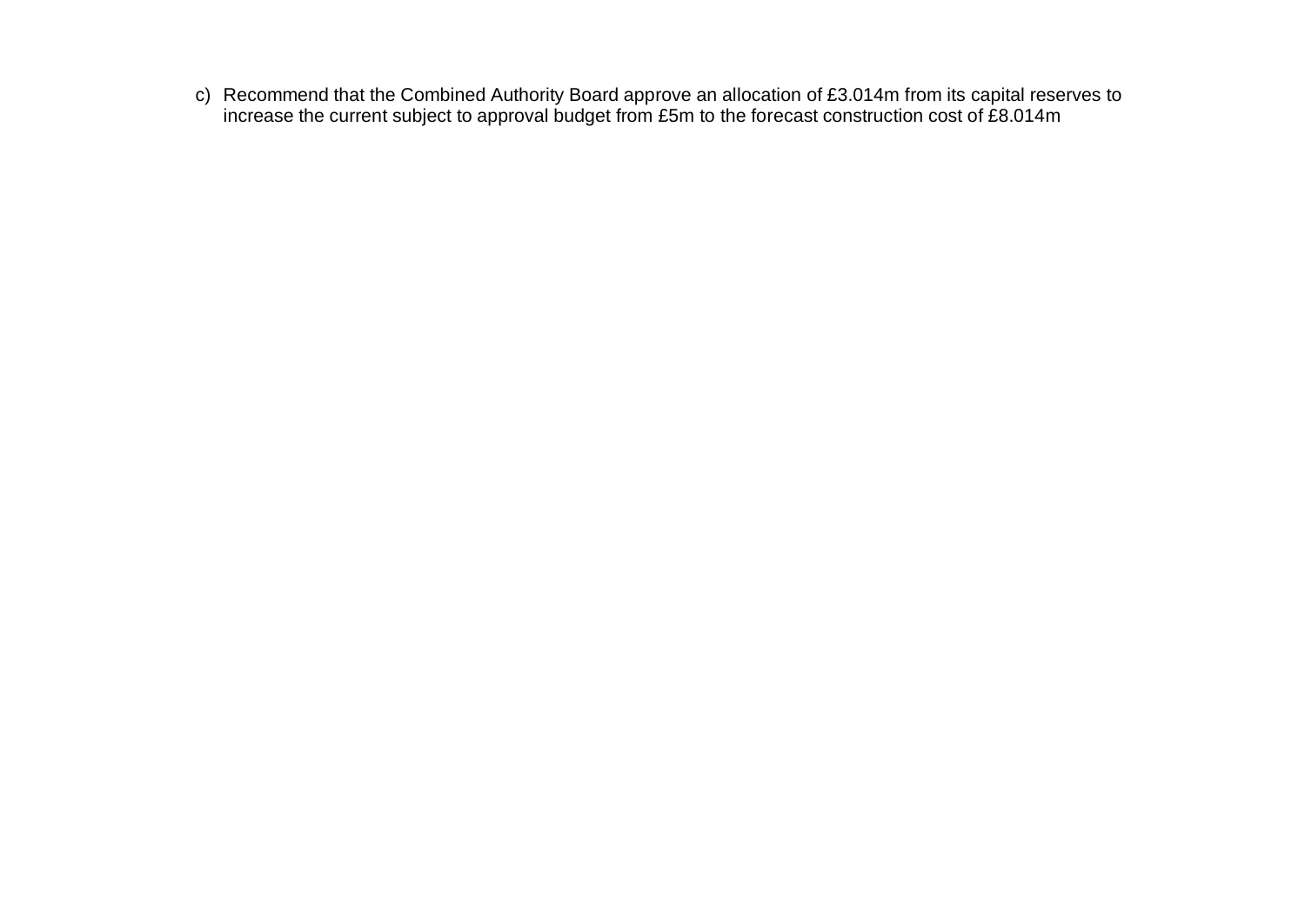c) Recommend that the Combined Authority Board approve an allocation of £3.014m from its capital reserves to increase the current subject to approval budget from £5m to the forecast construction cost of £8.014m